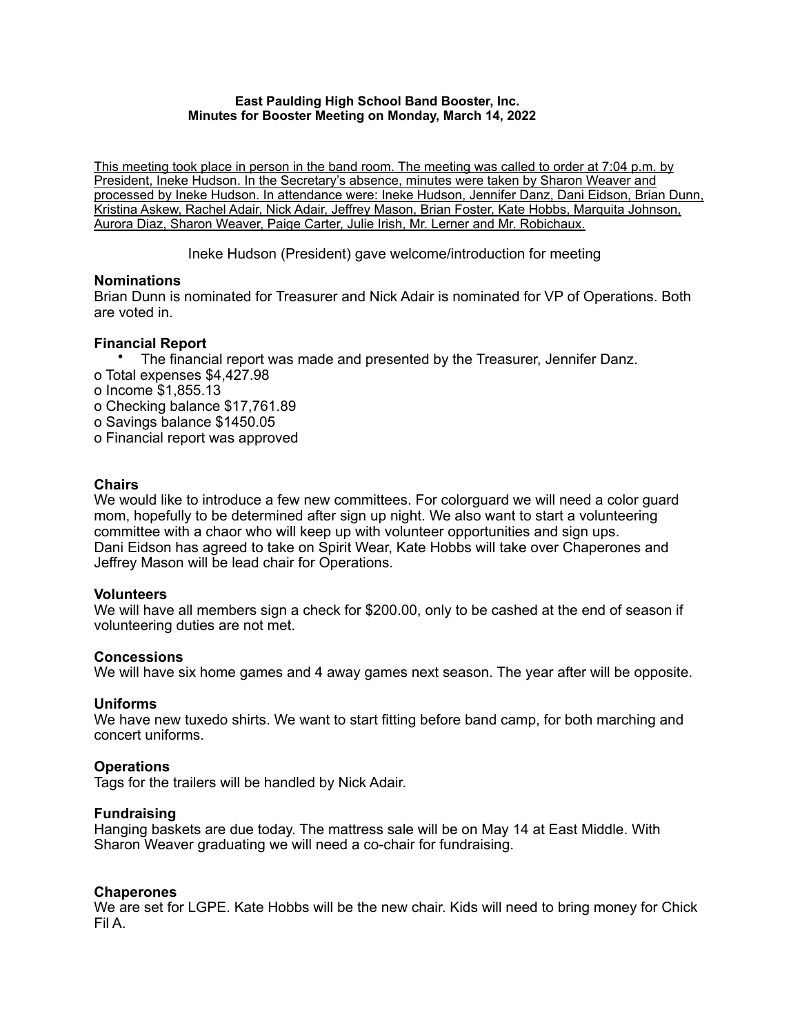**East Paulding High School Band Booster, Inc.**
**Minutes for Booster Meeting on Monday, March 14, 2022**

This meeting took place in person in the band room. The meeting was called to order at 7:04 p.m. by President, Ineke Hudson. In the Secretary's absence, minutes were taken by Sharon Weaver and processed by Ineke Hudson. In attendance were: Ineke Hudson, Jennifer Danz, Dani Eidson, Brian Dunn, Kristina Askew, Rachel Adair, Nick Adair, Jeffrey Mason, Brian Foster, Kate Hobbs, Marquita Johnson, Aurora Diaz, Sharon Weaver, Paige Carter, Julie Irish, Mr. Lerner and Mr. Robichaux.

Ineke Hudson (President) gave welcome/introduction for meeting

**Nominations**
Brian Dunn is nominated for Treasurer and Nick Adair is nominated for VP of Operations. Both are voted in.

**Financial Report**

- The financial report was made and presented by the Treasurer, Jennifer Danz.

o Total expenses $4,427.98
o Income $1,855.13
o Checking balance $17,761.89
o Savings balance $1450.05
o Financial report was approved

**Chairs**
We would like to introduce a few new committees. For colorguard we will need a color guard mom, hopefully to be determined after sign up night. We also want to start a volunteering committee with a chaor who will keep up with volunteer opportunities and sign ups.
Dani Eidson has agreed to take on Spirit Wear, Kate Hobbs will take over Chaperones and Jeffrey Mason will be lead chair for Operations.

**Volunteers**
We will have all members sign a check for $200.00, only to be cashed at the end of season if volunteering duties are not met.

**Concessions**
We will have six home games and 4 away games next season. The year after will be opposite.

**Uniforms**
We have new tuxedo shirts. We want to start fitting before band camp, for both marching and concert uniforms.

**Operations**
Tags for the trailers will be handled by Nick Adair.

**Fundraising**
Hanging baskets are due today. The mattress sale will be on May 14 at East Middle. With Sharon Weaver graduating we will need a co-chair for fundraising.

**Chaperones**
We are set for LGPE. Kate Hobbs will be the new chair. Kids will need to bring money for Chick Fil A.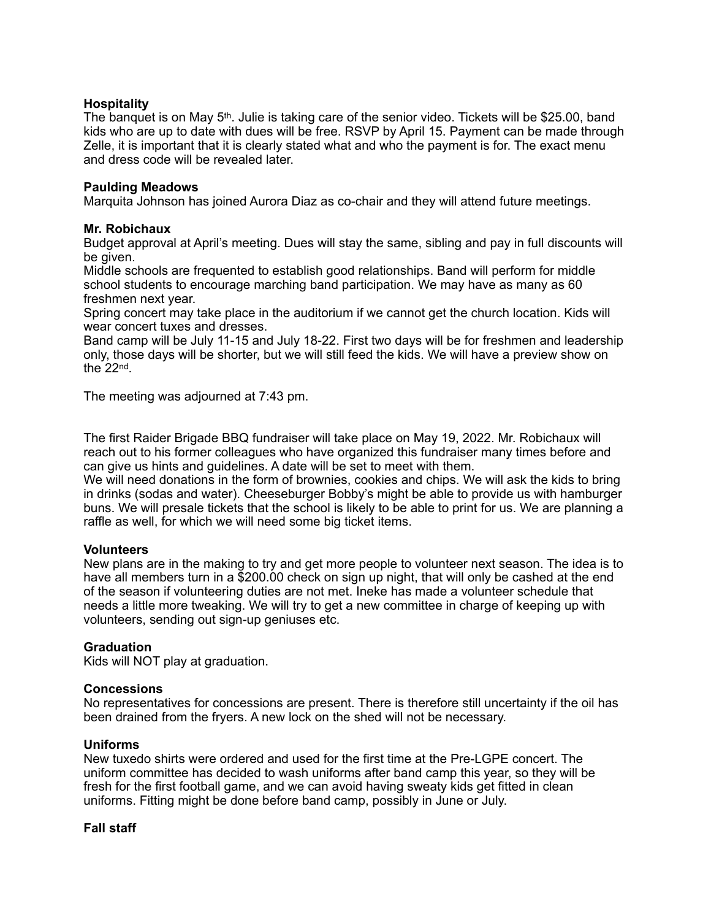**Hospitality**

The banquet is on May 5th. Julie is taking care of the senior video. Tickets will be $25.00, band kids who are up to date with dues will be free. RSVP by April 15. Payment can be made through Zelle, it is important that it is clearly stated what and who the payment is for. The exact menu and dress code will be revealed later.

**Paulding Meadows**

Marquita Johnson has joined Aurora Diaz as co-chair and they will attend future meetings.

**Mr. Robichaux**

Budget approval at April's meeting. Dues will stay the same, sibling and pay in full discounts will be given.

Middle schools are frequented to establish good relationships. Band will perform for middle school students to encourage marching band participation. We may have as many as 60 freshmen next year.

Spring concert may take place in the auditorium if we cannot get the church location. Kids will wear concert tuxes and dresses.

Band camp will be July 11-15 and July 18-22. First two days will be for freshmen and leadership only, those days will be shorter, but we will still feed the kids. We will have a preview show on the 22nd.

The meeting was adjourned at 7:43 pm.

The first Raider Brigade BBQ fundraiser will take place on May 19, 2022. Mr. Robichaux will reach out to his former colleagues who have organized this fundraiser many times before and can give us hints and guidelines. A date will be set to meet with them.

We will need donations in the form of brownies, cookies and chips. We will ask the kids to bring in drinks (sodas and water). Cheeseburger Bobby's might be able to provide us with hamburger buns. We will presale tickets that the school is likely to be able to print for us. We are planning a raffle as well, for which we will need some big ticket items.

**Volunteers**

New plans are in the making to try and get more people to volunteer next season. The idea is to have all members turn in a $200.00 check on sign up night, that will only be cashed at the end of the season if volunteering duties are not met. Ineke has made a volunteer schedule that needs a little more tweaking. We will try to get a new committee in charge of keeping up with volunteers, sending out sign-up geniuses etc.

**Graduation**

Kids will NOT play at graduation.

**Concessions**

No representatives for concessions are present. There is therefore still uncertainty if the oil has been drained from the fryers. A new lock on the shed will not be necessary.

**Uniforms**

New tuxedo shirts were ordered and used for the first time at the Pre-LGPE concert. The uniform committee has decided to wash uniforms after band camp this year, so they will be fresh for the first football game, and we can avoid having sweaty kids get fitted in clean uniforms. Fitting might be done before band camp, possibly in June or July.

**Fall staff**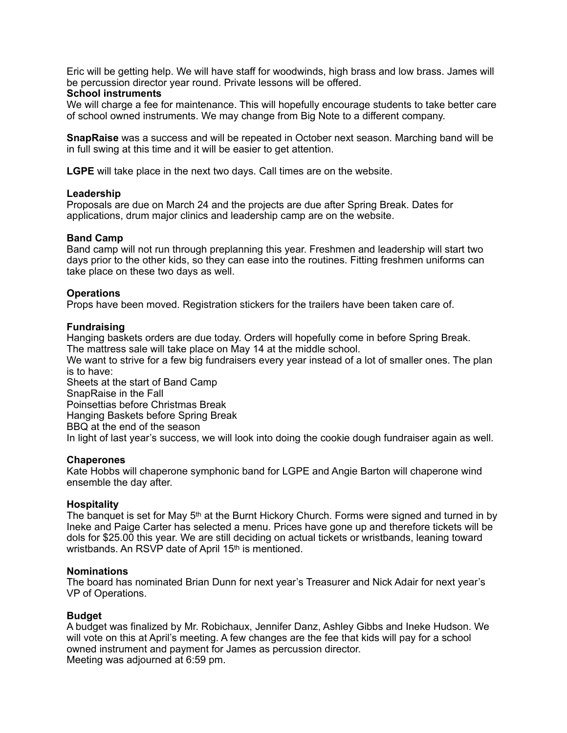Eric will be getting help. We will have staff for woodwinds, high brass and low brass. James will be percussion director year round. Private lessons will be offered.

**School instruments**

We will charge a fee for maintenance. This will hopefully encourage students to take better care of school owned instruments. We may change from Big Note to a different company.

**SnapRaise** was a success and will be repeated in October next season. Marching band will be in full swing at this time and it will be easier to get attention.

**LGPE** will take place in the next two days. Call times are on the website.

**Leadership**

Proposals are due on March 24 and the projects are due after Spring Break. Dates for applications, drum major clinics and leadership camp are on the website.

**Band Camp**

Band camp will not run through preplanning this year. Freshmen and leadership will start two days prior to the other kids, so they can ease into the routines. Fitting freshmen uniforms can take place on these two days as well.

**Operations**

Props have been moved. Registration stickers for the trailers have been taken care of.

**Fundraising**

Hanging baskets orders are due today. Orders will hopefully come in before Spring Break.
The mattress sale will take place on May 14 at the middle school.
We want to strive for a few big fundraisers every year instead of a lot of smaller ones. The plan is to have:
Sheets at the start of Band Camp
SnapRaise in the Fall
Poinsettias before Christmas Break
Hanging Baskets before Spring Break
BBQ at the end of the season
In light of last year's success, we will look into doing the cookie dough fundraiser again as well.

**Chaperones**

Kate Hobbs will chaperone symphonic band for LGPE and Angie Barton will chaperone wind ensemble the day after.

**Hospitality**

The banquet is set for May 5th at the Burnt Hickory Church. Forms were signed and turned in by Ineke and Paige Carter has selected a menu. Prices have gone up and therefore tickets will be dols for $25.00 this year. We are still deciding on actual tickets or wristbands, leaning toward wristbands. An RSVP date of April 15th is mentioned.

**Nominations**

The board has nominated Brian Dunn for next year's Treasurer and Nick Adair for next year's VP of Operations.

**Budget**

A budget was finalized by Mr. Robichaux, Jennifer Danz, Ashley Gibbs and Ineke Hudson. We will vote on this at April's meeting. A few changes are the fee that kids will pay for a school owned instrument and payment for James as percussion director.
Meeting was adjourned at 6:59 pm.